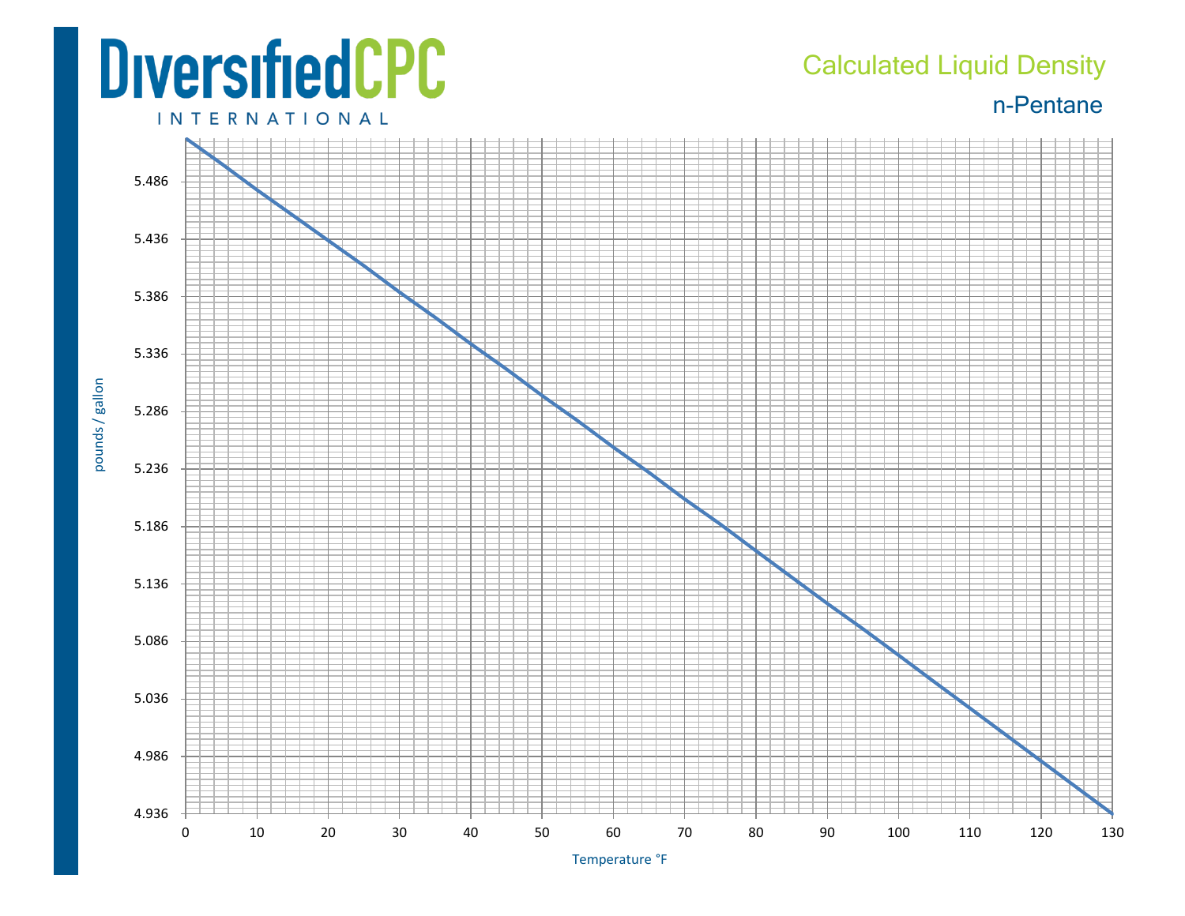DiversifiedCPC
INTERNATIONAL

# Calculated Liquid Density

## n-Pentane

pounds / gallon

5.486
5.436
5.386
5.336
5.286
5.236
5.186
5.136
5.086
5.036
4.986
4.936

0 10 20 30 40 50 60 70 80 90 100 110 120 130

Temperature °F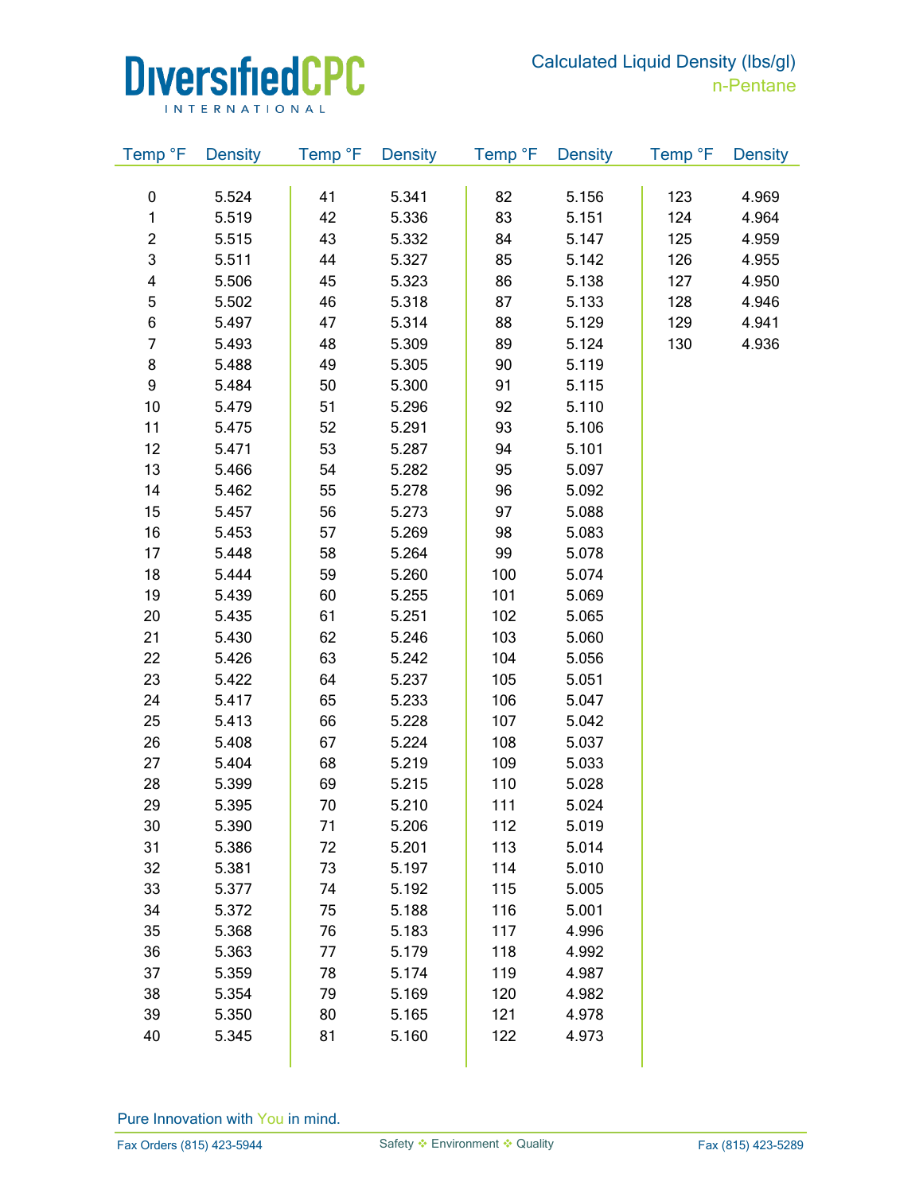# DiversifiedCPC International

## Calculated Liquid Density (lbs/gl)

### n-Pentane

| Temp °F | Density | Temp °F | Density | Temp °F | Density | Temp °F | Density |
|---|---|---|---|---|---|---|---|
| 0 | 5.524 | 41 | 5.341 | 82 | 5.156 | 123 | 4.969 |
| 1 | 5.519 | 42 | 5.336 | 83 | 5.151 | 124 | 4.964 |
| 2 | 5.515 | 43 | 5.332 | 84 | 5.147 | 125 | 4.959 |
| 3 | 5.511 | 44 | 5.327 | 85 | 5.142 | 126 | 4.955 |
| 4 | 5.506 | 45 | 5.323 | 86 | 5.138 | 127 | 4.950 |
| 5 | 5.502 | 46 | 5.318 | 87 | 5.133 | 128 | 4.946 |
| 6 | 5.497 | 47 | 5.314 | 88 | 5.129 | 129 | 4.941 |
| 7 | 5.493 | 48 | 5.309 | 89 | 5.124 | 130 | 4.936 |
| 8 | 5.488 | 49 | 5.305 | 90 | 5.119 | | |
| 9 | 5.484 | 50 | 5.300 | 91 | 5.115 | | |
| 10 | 5.479 | 51 | 5.296 | 92 | 5.110 | | |
| 11 | 5.475 | 52 | 5.291 | 93 | 5.106 | | |
| 12 | 5.471 | 53 | 5.287 | 94 | 5.101 | | |
| 13 | 5.466 | 54 | 5.282 | 95 | 5.097 | | |
| 14 | 5.462 | 55 | 5.278 | 96 | 5.092 | | |
| 15 | 5.457 | 56 | 5.273 | 97 | 5.088 | | |
| 16 | 5.453 | 57 | 5.269 | 98 | 5.083 | | |
| 17 | 5.448 | 58 | 5.264 | 99 | 5.078 | | |
| 18 | 5.444 | 59 | 5.260 | 100 | 5.074 | | |
| 19 | 5.439 | 60 | 5.255 | 101 | 5.069 | | |
| 20 | 5.435 | 61 | 5.251 | 102 | 5.065 | | |
| 21 | 5.430 | 62 | 5.246 | 103 | 5.060 | | |
| 22 | 5.426 | 63 | 5.242 | 104 | 5.056 | | |
| 23 | 5.422 | 64 | 5.237 | 105 | 5.051 | | |
| 24 | 5.417 | 65 | 5.233 | 106 | 5.047 | | |
| 25 | 5.413 | 66 | 5.228 | 107 | 5.042 | | |
| 26 | 5.408 | 67 | 5.224 | 108 | 5.037 | | |
| 27 | 5.404 | 68 | 5.219 | 109 | 5.033 | | |
| 28 | 5.399 | 69 | 5.215 | 110 | 5.028 | | |
| 29 | 5.395 | 70 | 5.210 | 111 | 5.024 | | |
| 30 | 5.390 | 71 | 5.206 | 112 | 5.019 | | |
| 31 | 5.386 | 72 | 5.201 | 113 | 5.014 | | |
| 32 | 5.381 | 73 | 5.197 | 114 | 5.010 | | |
| 33 | 5.377 | 74 | 5.192 | 115 | 5.005 | | |
| 34 | 5.372 | 75 | 5.188 | 116 | 5.001 | | |
| 35 | 5.368 | 76 | 5.183 | 117 | 4.996 | | |
| 36 | 5.363 | 77 | 5.179 | 118 | 4.992 | | |
| 37 | 5.359 | 78 | 5.174 | 119 | 4.987 | | |
| 38 | 5.354 | 79 | 5.169 | 120 | 4.982 | | |
| 39 | 5.350 | 80 | 5.165 | 121 | 4.978 | | |
| 40 | 5.345 | 81 | 5.160 | 122 | 4.973 | | |

Pure Innovation with You in mind.

Fax Orders (815) 423-5944 | Safety ❖ Environment ❖ Quality | Fax (815) 423-5289